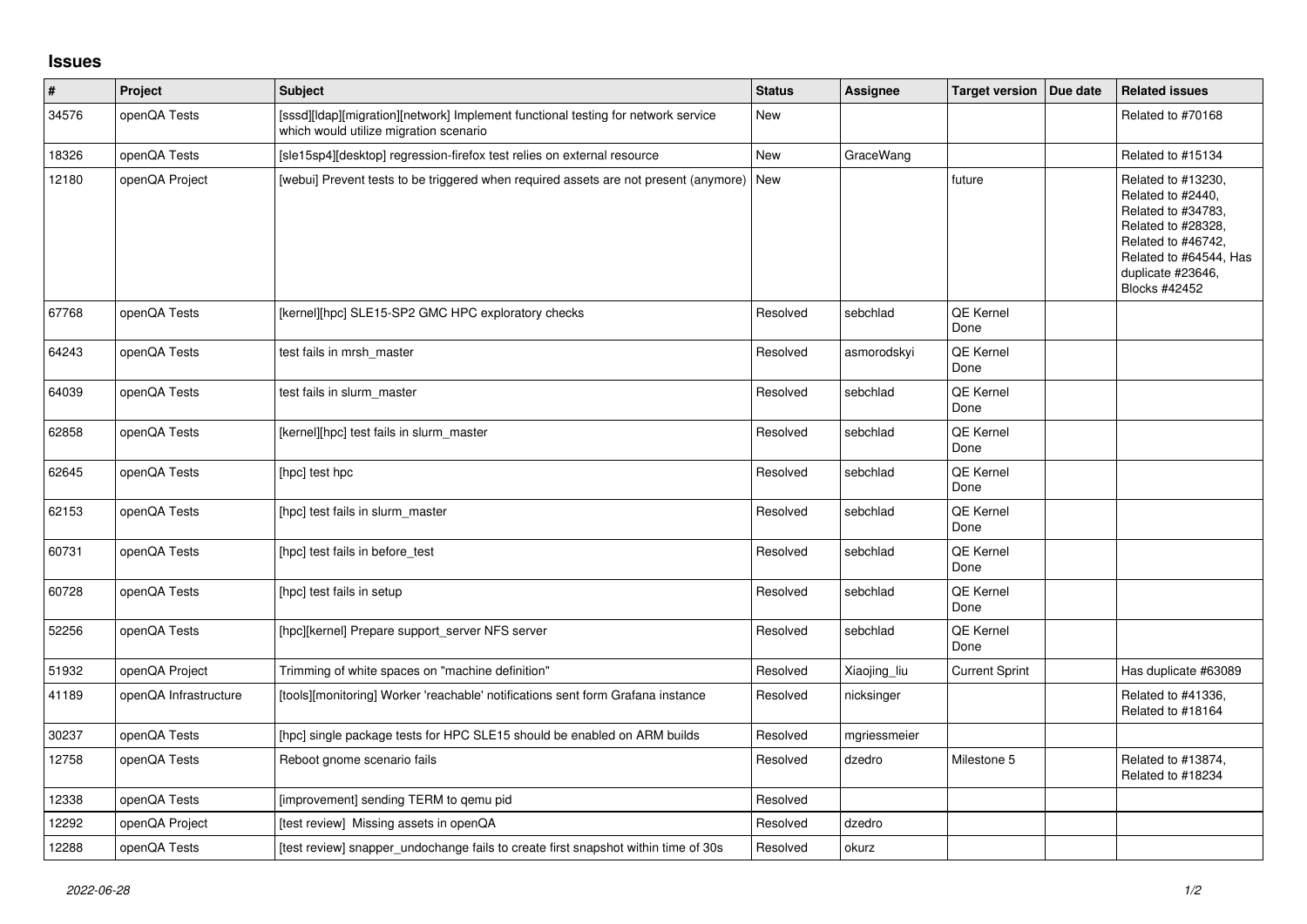## Issues

| # | Project | Subject | Status | Assignee | Target version | Due date | Related issues |
|---|---|---|---|---|---|---|---|
| 34576 | openQA Tests | [sssd][ldap][migration][network] Implement functional testing for network service which would utilize migration scenario | New | | | | Related to #70168 |
| 18326 | openQA Tests | [sle15sp4][desktop] regression-firefox test relies on external resource | New | GraceWang | | | Related to #15134 |
| 12180 | openQA Project | [webui] Prevent tests to be triggered when required assets are not present (anymore) | New | | future | | Related to #13230, Related to #2440, Related to #34783, Related to #28328, Related to #46742, Related to #64544, Has duplicate #23646, Blocks #42452 |
| 67768 | openQA Tests | [kernel][hpc] SLE15-SP2 GMC HPC exploratory checks | Resolved | sebchlad | QE Kernel Done | | |
| 64243 | openQA Tests | test fails in mrsh_master | Resolved | asmorodskyi | QE Kernel Done | | |
| 64039 | openQA Tests | test fails in slurm_master | Resolved | sebchlad | QE Kernel Done | | |
| 62858 | openQA Tests | [kernel][hpc] test fails in slurm_master | Resolved | sebchlad | QE Kernel Done | | |
| 62645 | openQA Tests | [hpc] test hpc | Resolved | sebchlad | QE Kernel Done | | |
| 62153 | openQA Tests | [hpc] test fails in slurm_master | Resolved | sebchlad | QE Kernel Done | | |
| 60731 | openQA Tests | [hpc] test fails in before_test | Resolved | sebchlad | QE Kernel Done | | |
| 60728 | openQA Tests | [hpc] test fails in setup | Resolved | sebchlad | QE Kernel Done | | |
| 52256 | openQA Tests | [hpc][kernel] Prepare support_server NFS server | Resolved | sebchlad | QE Kernel Done | | |
| 51932 | openQA Project | Trimming of white spaces on "machine definition" | Resolved | Xiaojing_liu | Current Sprint | | Has duplicate #63089 |
| 41189 | openQA Infrastructure | [tools][monitoring] Worker 'reachable' notifications sent form Grafana instance | Resolved | nicksinger | | | Related to #41336, Related to #18164 |
| 30237 | openQA Tests | [hpc] single package tests for HPC SLE15 should be enabled on ARM builds | Resolved | mgriessmeier | | | |
| 12758 | openQA Tests | Reboot gnome scenario fails | Resolved | dzedro | Milestone 5 | | Related to #13874, Related to #18234 |
| 12338 | openQA Tests | [improvement] sending TERM to qemu pid | Resolved | | | | |
| 12292 | openQA Project | [test review] Missing assets in openQA | Resolved | dzedro | | | |
| 12288 | openQA Tests | [test review] snapper_undochange fails to create first snapshot within time of 30s | Resolved | okurz | | | |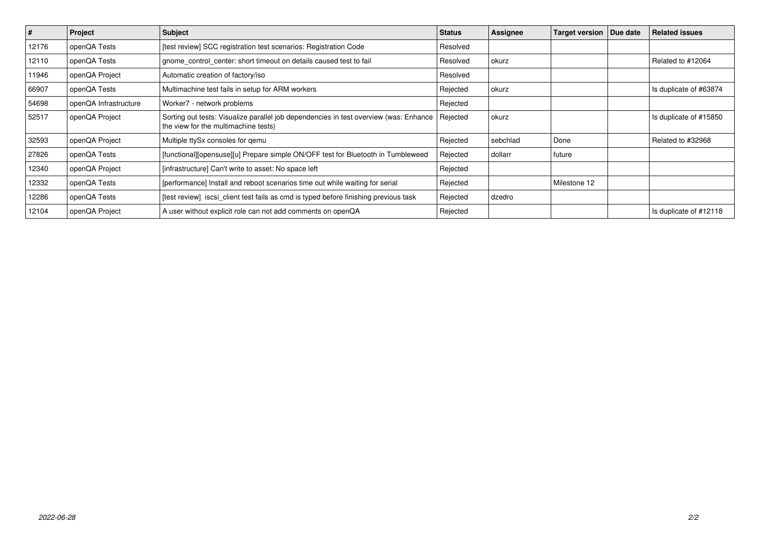| # | Project | Subject | Status | Assignee | Target version | Due date | Related issues |
|---|---|---|---|---|---|---|---|
| 12176 | openQA Tests | [test review] SCC registration test scenarios: Registration Code | Resolved | | | | |
| 12110 | openQA Tests | gnome_control_center: short timeout on details caused test to fail | Resolved | okurz | | | Related to #12064 |
| 11946 | openQA Project | Automatic creation of factory/iso | Resolved | | | | |
| 66907 | openQA Tests | Multimachine test fails in setup for ARM workers | Rejected | okurz | | | Is duplicate of #63874 |
| 54698 | openQA Infrastructure | Worker7 - network problems | Rejected | | | | |
| 52517 | openQA Project | Sorting out tests: Visualize parallel job dependencies in test overview (was: Enhance the view for the multimachine tests) | Rejected | okurz | | | Is duplicate of #15850 |
| 32593 | openQA Project | Multiple ttySx consoles for qemu | Rejected | sebchlad | Done | | Related to #32968 |
| 27826 | openQA Tests | [functional][opensuse][u] Prepare simple ON/OFF test for Bluetooth in Tumbleweed | Rejected | dollarr | future | | |
| 12340 | openQA Project | [infrastructure] Can't write to asset: No space left | Rejected | | | | |
| 12332 | openQA Tests | [performance] Install and reboot scenarios time out while waiting for serial | Rejected | | Milestone 12 | | |
| 12286 | openQA Tests | [test review] iscsi_client test fails as cmd is typed before finishing previous task | Rejected | dzedro | | | |
| 12104 | openQA Project | A user without explicit role can not add comments on openQA | Rejected | | | | Is duplicate of #12118 |